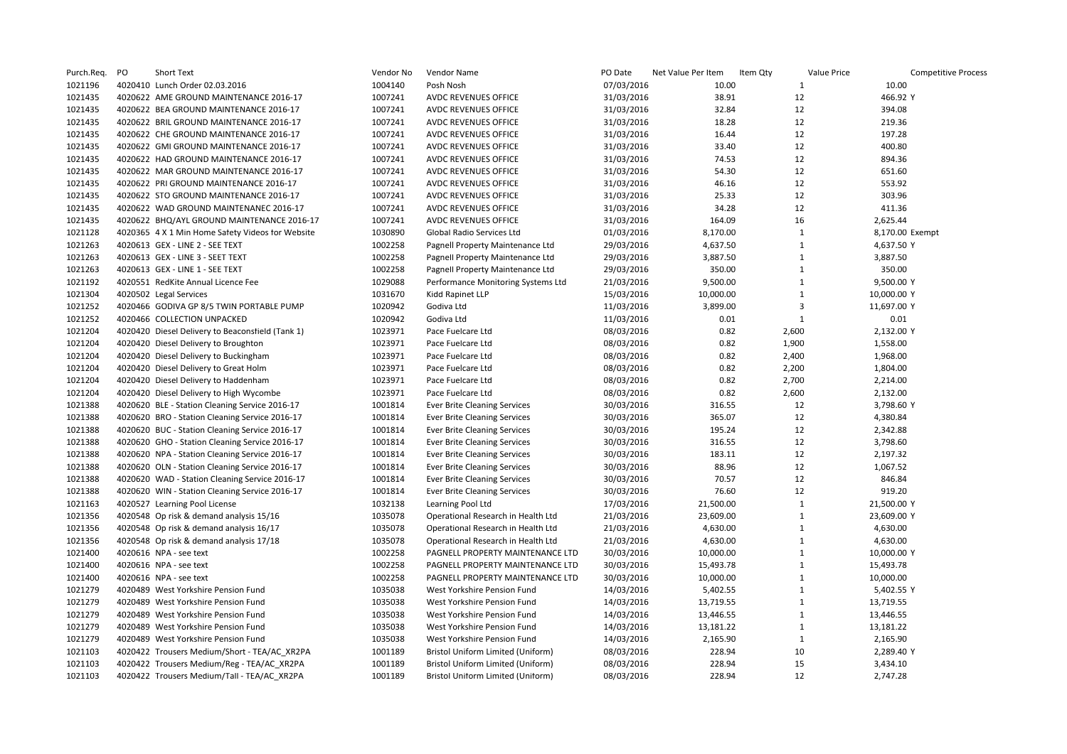| Purch.Req. | PO | Short Text | Vendor No | Vendor Name | PO Date | Net Value Per Item | Item Qty | Value Price | Competitive Process |
|---|---|---|---|---|---|---|---|---|---|
| 1021196 | 4020410 | Lunch Order 02.03.2016 | 1004140 | Posh Nosh | 07/03/2016 | 10.00 | 1 | 10.00 | |
| 1021435 | 4020622 | AME GROUND MAINTENANCE 2016-17 | 1007241 | AVDC REVENUES OFFICE | 31/03/2016 | 38.91 | 12 | 466.92 | Y |
| 1021435 | 4020622 | BEA GROUND MAINTENANCE 2016-17 | 1007241 | AVDC REVENUES OFFICE | 31/03/2016 | 32.84 | 12 | 394.08 | |
| 1021435 | 4020622 | BRIL GROUND MAINTENANCE 2016-17 | 1007241 | AVDC REVENUES OFFICE | 31/03/2016 | 18.28 | 12 | 219.36 | |
| 1021435 | 4020622 | CHE GROUND MAINTENANCE 2016-17 | 1007241 | AVDC REVENUES OFFICE | 31/03/2016 | 16.44 | 12 | 197.28 | |
| 1021435 | 4020622 | GMI GROUND MAINTENANCE 2016-17 | 1007241 | AVDC REVENUES OFFICE | 31/03/2016 | 33.40 | 12 | 400.80 | |
| 1021435 | 4020622 | HAD GROUND MAINTENANCE 2016-17 | 1007241 | AVDC REVENUES OFFICE | 31/03/2016 | 74.53 | 12 | 894.36 | |
| 1021435 | 4020622 | MAR GROUND MAINTENANCE 2016-17 | 1007241 | AVDC REVENUES OFFICE | 31/03/2016 | 54.30 | 12 | 651.60 | |
| 1021435 | 4020622 | PRI GROUND MAINTENANCE 2016-17 | 1007241 | AVDC REVENUES OFFICE | 31/03/2016 | 46.16 | 12 | 553.92 | |
| 1021435 | 4020622 | STO GROUND MAINTENANCE 2016-17 | 1007241 | AVDC REVENUES OFFICE | 31/03/2016 | 25.33 | 12 | 303.96 | |
| 1021435 | 4020622 | WAD GROUND MAINTENANEC 2016-17 | 1007241 | AVDC REVENUES OFFICE | 31/03/2016 | 34.28 | 12 | 411.36 | |
| 1021435 | 4020622 | BHQ/AYL GROUND MAINTENANCE 2016-17 | 1007241 | AVDC REVENUES OFFICE | 31/03/2016 | 164.09 | 16 | 2,625.44 | |
| 1021128 | 4020365 | 4 X 1 Min Home Safety Videos for Website | 1030890 | Global Radio Services Ltd | 01/03/2016 | 8,170.00 | 1 | 8,170.00 | Exempt |
| 1021263 | 4020613 | GEX - LINE 2 - SEE TEXT | 1002258 | Pagnell Property Maintenance Ltd | 29/03/2016 | 4,637.50 | 1 | 4,637.50 | Y |
| 1021263 | 4020613 | GEX - LINE 3 - SEET TEXT | 1002258 | Pagnell Property Maintenance Ltd | 29/03/2016 | 3,887.50 | 1 | 3,887.50 | |
| 1021263 | 4020613 | GEX - LINE 1 - SEE TEXT | 1002258 | Pagnell Property Maintenance Ltd | 29/03/2016 | 350.00 | 1 | 350.00 | |
| 1021192 | 4020551 | RedKite Annual Licence Fee | 1029088 | Performance Monitoring Systems Ltd | 21/03/2016 | 9,500.00 | 1 | 9,500.00 | Y |
| 1021304 | 4020502 | Legal Services | 1031670 | Kidd Rapinet LLP | 15/03/2016 | 10,000.00 | 1 | 10,000.00 | Y |
| 1021252 | 4020466 | GODIVA GP 8/5 TWIN PORTABLE PUMP | 1020942 | Godiva Ltd | 11/03/2016 | 3,899.00 | 3 | 11,697.00 | Y |
| 1021252 | 4020466 | COLLECTION UNPACKED | 1020942 | Godiva Ltd | 11/03/2016 | 0.01 | 1 | 0.01 | |
| 1021204 | 4020420 | Diesel Delivery to Beaconsfield (Tank 1) | 1023971 | Pace Fuelcare Ltd | 08/03/2016 | 0.82 | 2,600 | 2,132.00 | Y |
| 1021204 | 4020420 | Diesel Delivery to Broughton | 1023971 | Pace Fuelcare Ltd | 08/03/2016 | 0.82 | 1,900 | 1,558.00 | |
| 1021204 | 4020420 | Diesel Delivery to Buckingham | 1023971 | Pace Fuelcare Ltd | 08/03/2016 | 0.82 | 2,400 | 1,968.00 | |
| 1021204 | 4020420 | Diesel Delivery to Great Holm | 1023971 | Pace Fuelcare Ltd | 08/03/2016 | 0.82 | 2,200 | 1,804.00 | |
| 1021204 | 4020420 | Diesel Delivery to Haddenham | 1023971 | Pace Fuelcare Ltd | 08/03/2016 | 0.82 | 2,700 | 2,214.00 | |
| 1021204 | 4020420 | Diesel Delivery to High Wycombe | 1023971 | Pace Fuelcare Ltd | 08/03/2016 | 0.82 | 2,600 | 2,132.00 | |
| 1021388 | 4020620 | BLE - Station Cleaning Service 2016-17 | 1001814 | Ever Brite Cleaning Services | 30/03/2016 | 316.55 | 12 | 3,798.60 | Y |
| 1021388 | 4020620 | BRO - Station Cleaning Service 2016-17 | 1001814 | Ever Brite Cleaning Services | 30/03/2016 | 365.07 | 12 | 4,380.84 | |
| 1021388 | 4020620 | BUC - Station Cleaning Service 2016-17 | 1001814 | Ever Brite Cleaning Services | 30/03/2016 | 195.24 | 12 | 2,342.88 | |
| 1021388 | 4020620 | GHO - Station Cleaning Service 2016-17 | 1001814 | Ever Brite Cleaning Services | 30/03/2016 | 316.55 | 12 | 3,798.60 | |
| 1021388 | 4020620 | NPA - Station Cleaning Service 2016-17 | 1001814 | Ever Brite Cleaning Services | 30/03/2016 | 183.11 | 12 | 2,197.32 | |
| 1021388 | 4020620 | OLN - Station Cleaning Service 2016-17 | 1001814 | Ever Brite Cleaning Services | 30/03/2016 | 88.96 | 12 | 1,067.52 | |
| 1021388 | 4020620 | WAD - Station Cleaning Service 2016-17 | 1001814 | Ever Brite Cleaning Services | 30/03/2016 | 70.57 | 12 | 846.84 | |
| 1021388 | 4020620 | WIN - Station Cleaning Service 2016-17 | 1001814 | Ever Brite Cleaning Services | 30/03/2016 | 76.60 | 12 | 919.20 | |
| 1021163 | 4020527 | Learning Pool License | 1032138 | Learning Pool Ltd | 17/03/2016 | 21,500.00 | 1 | 21,500.00 | Y |
| 1021356 | 4020548 | Op risk & demand analysis 15/16 | 1035078 | Operational Research in Health Ltd | 21/03/2016 | 23,609.00 | 1 | 23,609.00 | Y |
| 1021356 | 4020548 | Op risk & demand analysis 16/17 | 1035078 | Operational Research in Health Ltd | 21/03/2016 | 4,630.00 | 1 | 4,630.00 | |
| 1021356 | 4020548 | Op risk & demand analysis 17/18 | 1035078 | Operational Research in Health Ltd | 21/03/2016 | 4,630.00 | 1 | 4,630.00 | |
| 1021400 | 4020616 | NPA - see text | 1002258 | PAGNELL PROPERTY MAINTENANCE LTD | 30/03/2016 | 10,000.00 | 1 | 10,000.00 | Y |
| 1021400 | 4020616 | NPA - see text | 1002258 | PAGNELL PROPERTY MAINTENANCE LTD | 30/03/2016 | 15,493.78 | 1 | 15,493.78 | |
| 1021400 | 4020616 | NPA - see text | 1002258 | PAGNELL PROPERTY MAINTENANCE LTD | 30/03/2016 | 10,000.00 | 1 | 10,000.00 | |
| 1021279 | 4020489 | West Yorkshire Pension Fund | 1035038 | West Yorkshire Pension Fund | 14/03/2016 | 5,402.55 | 1 | 5,402.55 | Y |
| 1021279 | 4020489 | West Yorkshire Pension Fund | 1035038 | West Yorkshire Pension Fund | 14/03/2016 | 13,719.55 | 1 | 13,719.55 | |
| 1021279 | 4020489 | West Yorkshire Pension Fund | 1035038 | West Yorkshire Pension Fund | 14/03/2016 | 13,446.55 | 1 | 13,446.55 | |
| 1021279 | 4020489 | West Yorkshire Pension Fund | 1035038 | West Yorkshire Pension Fund | 14/03/2016 | 13,181.22 | 1 | 13,181.22 | |
| 1021279 | 4020489 | West Yorkshire Pension Fund | 1035038 | West Yorkshire Pension Fund | 14/03/2016 | 2,165.90 | 1 | 2,165.90 | |
| 1021103 | 4020422 | Trousers Medium/Short - TEA/AC_XR2PA | 1001189 | Bristol Uniform Limited (Uniform) | 08/03/2016 | 228.94 | 10 | 2,289.40 | Y |
| 1021103 | 4020422 | Trousers Medium/Reg - TEA/AC_XR2PA | 1001189 | Bristol Uniform Limited (Uniform) | 08/03/2016 | 228.94 | 15 | 3,434.10 | |
| 1021103 | 4020422 | Trousers Medium/Tall - TEA/AC_XR2PA | 1001189 | Bristol Uniform Limited (Uniform) | 08/03/2016 | 228.94 | 12 | 2,747.28 | |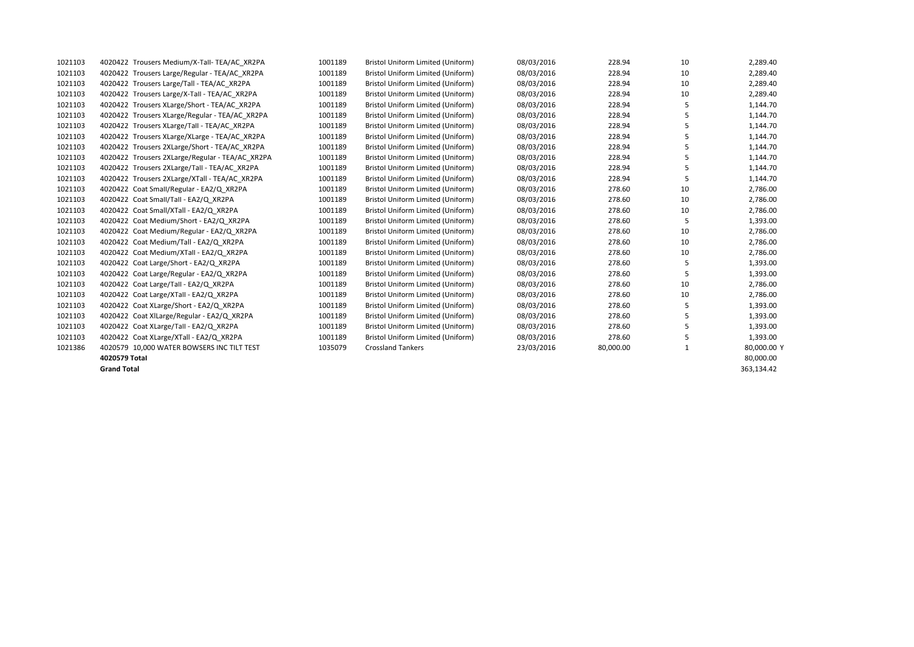| | | | | | | | |
|---|---|---|---|---|---|---|---|
| 1021103 | 4020422 Trousers Medium/X-Tall- TEA/AC_XR2PA | 1001189 | Bristol Uniform Limited (Uniform) | 08/03/2016 | 228.94 | 10 | 2,289.40 |
| 1021103 | 4020422 Trousers Large/Regular - TEA/AC_XR2PA | 1001189 | Bristol Uniform Limited (Uniform) | 08/03/2016 | 228.94 | 10 | 2,289.40 |
| 1021103 | 4020422 Trousers Large/Tall - TEA/AC_XR2PA | 1001189 | Bristol Uniform Limited (Uniform) | 08/03/2016 | 228.94 | 10 | 2,289.40 |
| 1021103 | 4020422 Trousers Large/X-Tall - TEA/AC_XR2PA | 1001189 | Bristol Uniform Limited (Uniform) | 08/03/2016 | 228.94 | 10 | 2,289.40 |
| 1021103 | 4020422 Trousers XLarge/Short - TEA/AC_XR2PA | 1001189 | Bristol Uniform Limited (Uniform) | 08/03/2016 | 228.94 | 5 | 1,144.70 |
| 1021103 | 4020422 Trousers XLarge/Regular - TEA/AC_XR2PA | 1001189 | Bristol Uniform Limited (Uniform) | 08/03/2016 | 228.94 | 5 | 1,144.70 |
| 1021103 | 4020422 Trousers XLarge/Tall - TEA/AC_XR2PA | 1001189 | Bristol Uniform Limited (Uniform) | 08/03/2016 | 228.94 | 5 | 1,144.70 |
| 1021103 | 4020422 Trousers XLarge/XLarge - TEA/AC_XR2PA | 1001189 | Bristol Uniform Limited (Uniform) | 08/03/2016 | 228.94 | 5 | 1,144.70 |
| 1021103 | 4020422 Trousers 2XLarge/Short - TEA/AC_XR2PA | 1001189 | Bristol Uniform Limited (Uniform) | 08/03/2016 | 228.94 | 5 | 1,144.70 |
| 1021103 | 4020422 Trousers 2XLarge/Regular - TEA/AC_XR2PA | 1001189 | Bristol Uniform Limited (Uniform) | 08/03/2016 | 228.94 | 5 | 1,144.70 |
| 1021103 | 4020422 Trousers 2XLarge/Tall - TEA/AC_XR2PA | 1001189 | Bristol Uniform Limited (Uniform) | 08/03/2016 | 228.94 | 5 | 1,144.70 |
| 1021103 | 4020422 Trousers 2XLarge/XTall - TEA/AC_XR2PA | 1001189 | Bristol Uniform Limited (Uniform) | 08/03/2016 | 228.94 | 5 | 1,144.70 |
| 1021103 | 4020422 Coat Small/Regular - EA2/Q_XR2PA | 1001189 | Bristol Uniform Limited (Uniform) | 08/03/2016 | 278.60 | 10 | 2,786.00 |
| 1021103 | 4020422 Coat Small/Tall - EA2/Q_XR2PA | 1001189 | Bristol Uniform Limited (Uniform) | 08/03/2016 | 278.60 | 10 | 2,786.00 |
| 1021103 | 4020422 Coat Small/XTall - EA2/Q_XR2PA | 1001189 | Bristol Uniform Limited (Uniform) | 08/03/2016 | 278.60 | 10 | 2,786.00 |
| 1021103 | 4020422 Coat Medium/Short - EA2/Q_XR2PA | 1001189 | Bristol Uniform Limited (Uniform) | 08/03/2016 | 278.60 | 5 | 1,393.00 |
| 1021103 | 4020422 Coat Medium/Regular - EA2/Q_XR2PA | 1001189 | Bristol Uniform Limited (Uniform) | 08/03/2016 | 278.60 | 10 | 2,786.00 |
| 1021103 | 4020422 Coat Medium/Tall - EA2/Q_XR2PA | 1001189 | Bristol Uniform Limited (Uniform) | 08/03/2016 | 278.60 | 10 | 2,786.00 |
| 1021103 | 4020422 Coat Medium/XTall - EA2/Q_XR2PA | 1001189 | Bristol Uniform Limited (Uniform) | 08/03/2016 | 278.60 | 10 | 2,786.00 |
| 1021103 | 4020422 Coat Large/Short - EA2/Q_XR2PA | 1001189 | Bristol Uniform Limited (Uniform) | 08/03/2016 | 278.60 | 5 | 1,393.00 |
| 1021103 | 4020422 Coat Large/Regular - EA2/Q_XR2PA | 1001189 | Bristol Uniform Limited (Uniform) | 08/03/2016 | 278.60 | 5 | 1,393.00 |
| 1021103 | 4020422 Coat Large/Tall - EA2/Q_XR2PA | 1001189 | Bristol Uniform Limited (Uniform) | 08/03/2016 | 278.60 | 10 | 2,786.00 |
| 1021103 | 4020422 Coat Large/XTall - EA2/Q_XR2PA | 1001189 | Bristol Uniform Limited (Uniform) | 08/03/2016 | 278.60 | 10 | 2,786.00 |
| 1021103 | 4020422 Coat XLarge/Short - EA2/Q_XR2PA | 1001189 | Bristol Uniform Limited (Uniform) | 08/03/2016 | 278.60 | 5 | 1,393.00 |
| 1021103 | 4020422 Coat XlLarge/Regular - EA2/Q_XR2PA | 1001189 | Bristol Uniform Limited (Uniform) | 08/03/2016 | 278.60 | 5 | 1,393.00 |
| 1021103 | 4020422 Coat XLarge/Tall - EA2/Q_XR2PA | 1001189 | Bristol Uniform Limited (Uniform) | 08/03/2016 | 278.60 | 5 | 1,393.00 |
| 1021103 | 4020422 Coat XLarge/XTall - EA2/Q_XR2PA | 1001189 | Bristol Uniform Limited (Uniform) | 08/03/2016 | 278.60 | 5 | 1,393.00 |
| 1021386 | 4020579 10,000 WATER BOWSERS INC TILT TEST | 1035079 | Crossland Tankers | 23/03/2016 | 80,000.00 | 1 | 80,000.00 Y |
| | **4020579 Total** | | | | | | 80,000.00 |
| | **Grand Total** | | | | | | 363,134.42 |